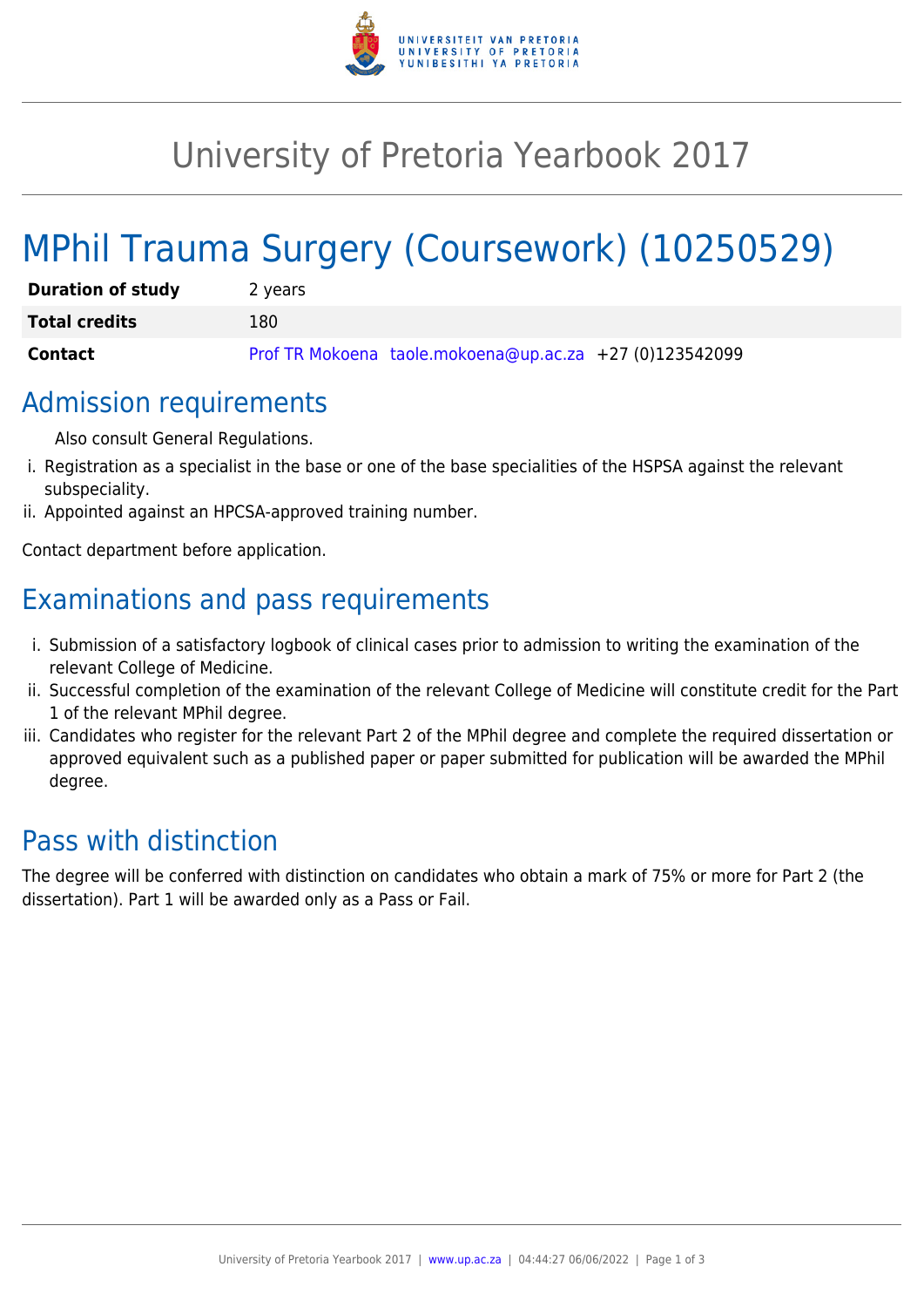# University of Pretoria Yearbook 2017

# MPhil Trauma Surgery (Coursework) (10250529)

| | |
|---|---|
| **Duration of study** | 2 years |
| **Total credits** | 180 |
| **Contact** | Prof TR Mokoena taole.mokoena@up.ac.za +27 (0)123542099 |

## Admission requirements

Also consult General Regulations.

1. Registration as a specialist in the base or one of the base specialities of the HSPSA against the relevant subspeciality.
2. Appointed against an HPCSA-approved training number.

Contact department before application.

## Examinations and pass requirements

1. Submission of a satisfactory logbook of clinical cases prior to admission to writing the examination of the relevant College of Medicine.
2. Successful completion of the examination of the relevant College of Medicine will constitute credit for the Part 1 of the relevant MPhil degree.
3. Candidates who register for the relevant Part 2 of the MPhil degree and complete the required dissertation or approved equivalent such as a published paper or paper submitted for publication will be awarded the MPhil degree.

## Pass with distinction

The degree will be conferred with distinction on candidates who obtain a mark of 75% or more for Part 2 (the dissertation). Part 1 will be awarded only as a Pass or Fail.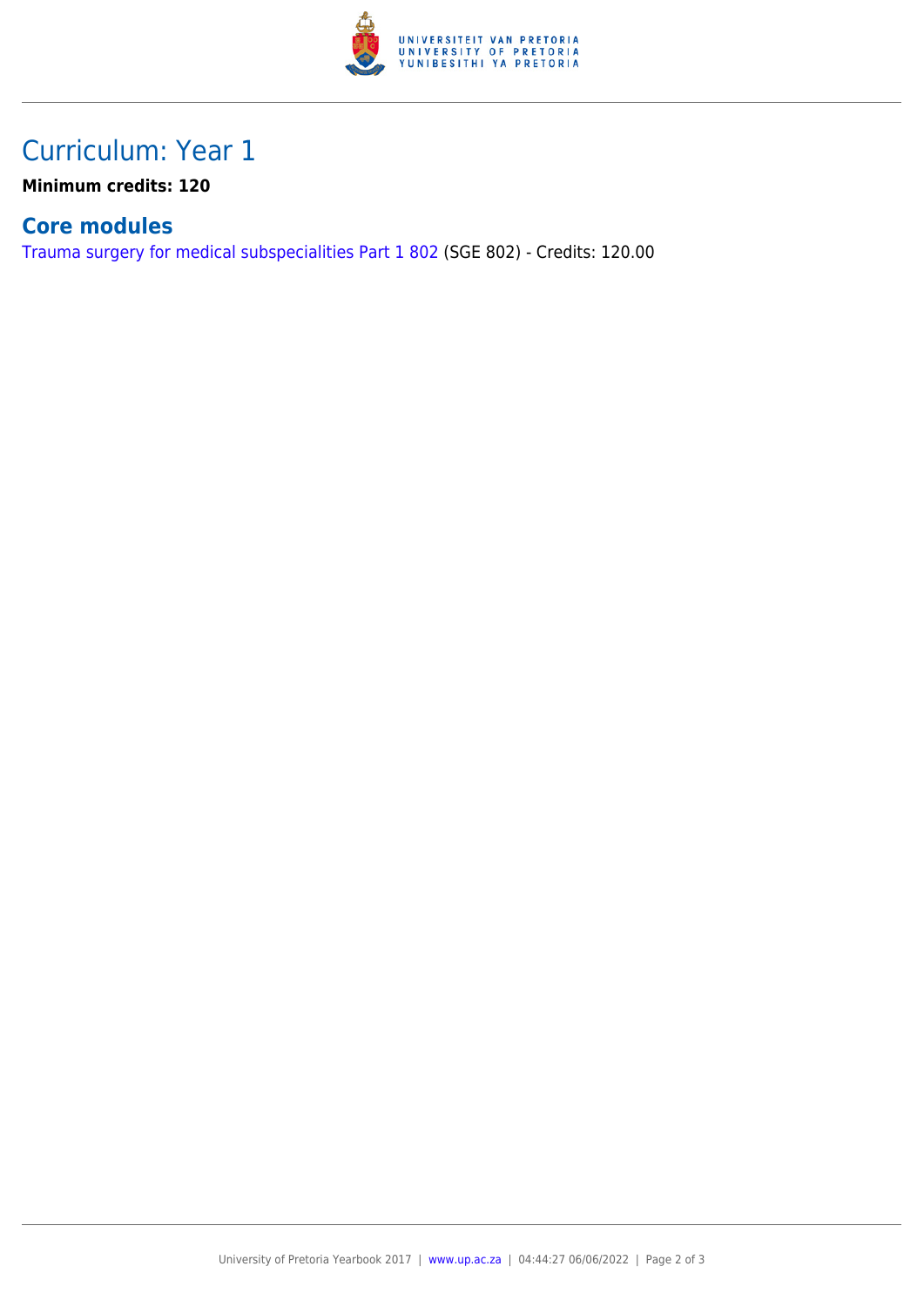# Curriculum: Year 1

**Minimum credits: 120**

## Core modules

Trauma surgery for medical subspecialities Part 1 802 (SGE 802) - Credits: 120.00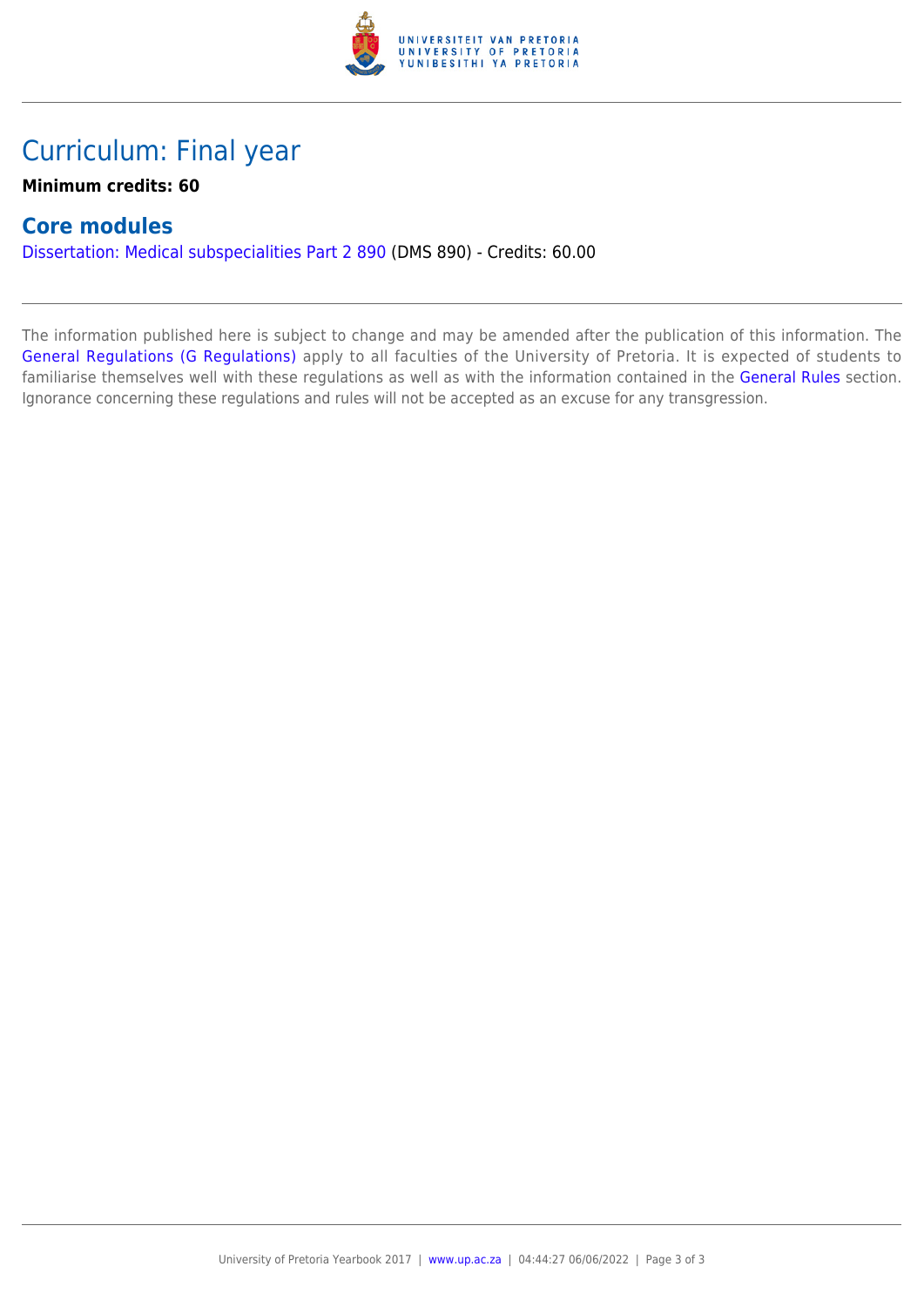## Curriculum: Final year

**Minimum credits: 60**

### Core modules

Dissertation: Medical subspecialities Part 2 890 (DMS 890) - Credits: 60.00

The information published here is subject to change and may be amended after the publication of this information. The General Regulations (G Regulations) apply to all faculties of the University of Pretoria. It is expected of students to familiarise themselves well with these regulations as well as with the information contained in the General Rules section. Ignorance concerning these regulations and rules will not be accepted as an excuse for any transgression.